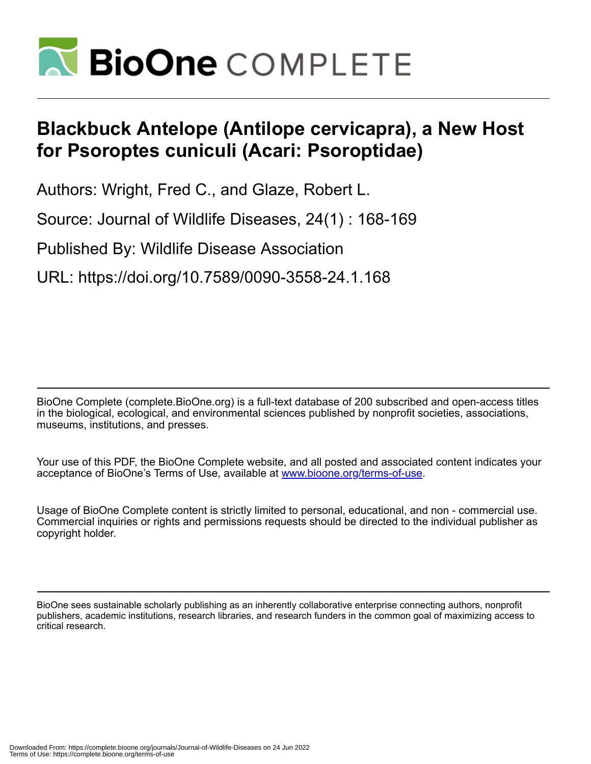# Blackbuck Antelope (Antilope cervicapra), a New Host for Psoroptes cuniculi (Acari: Psoroptidae)

Authors: Wright, Fred C., and Glaze, Robert L.

Source: Journal of Wildlife Diseases, 24(1) : 168-169

Published By: Wildlife Disease Association

URL: https://doi.org/10.7589/0090-3558-24.1.168

BioOne Complete (complete.BioOne.org) is a full-text database of 200 subscribed and open-access titles in the biological, ecological, and environmental sciences published by nonprofit societies, associations, museums, institutions, and presses.

Your use of this PDF, the BioOne Complete website, and all posted and associated content indicates your acceptance of BioOne's Terms of Use, available at www.bioone.org/terms-of-use.

Usage of BioOne Complete content is strictly limited to personal, educational, and non - commercial use. Commercial inquiries or rights and permissions requests should be directed to the individual publisher as copyright holder.

BioOne sees sustainable scholarly publishing as an inherently collaborative enterprise connecting authors, nonprofit publishers, academic institutions, research libraries, and research funders in the common goal of maximizing access to critical research.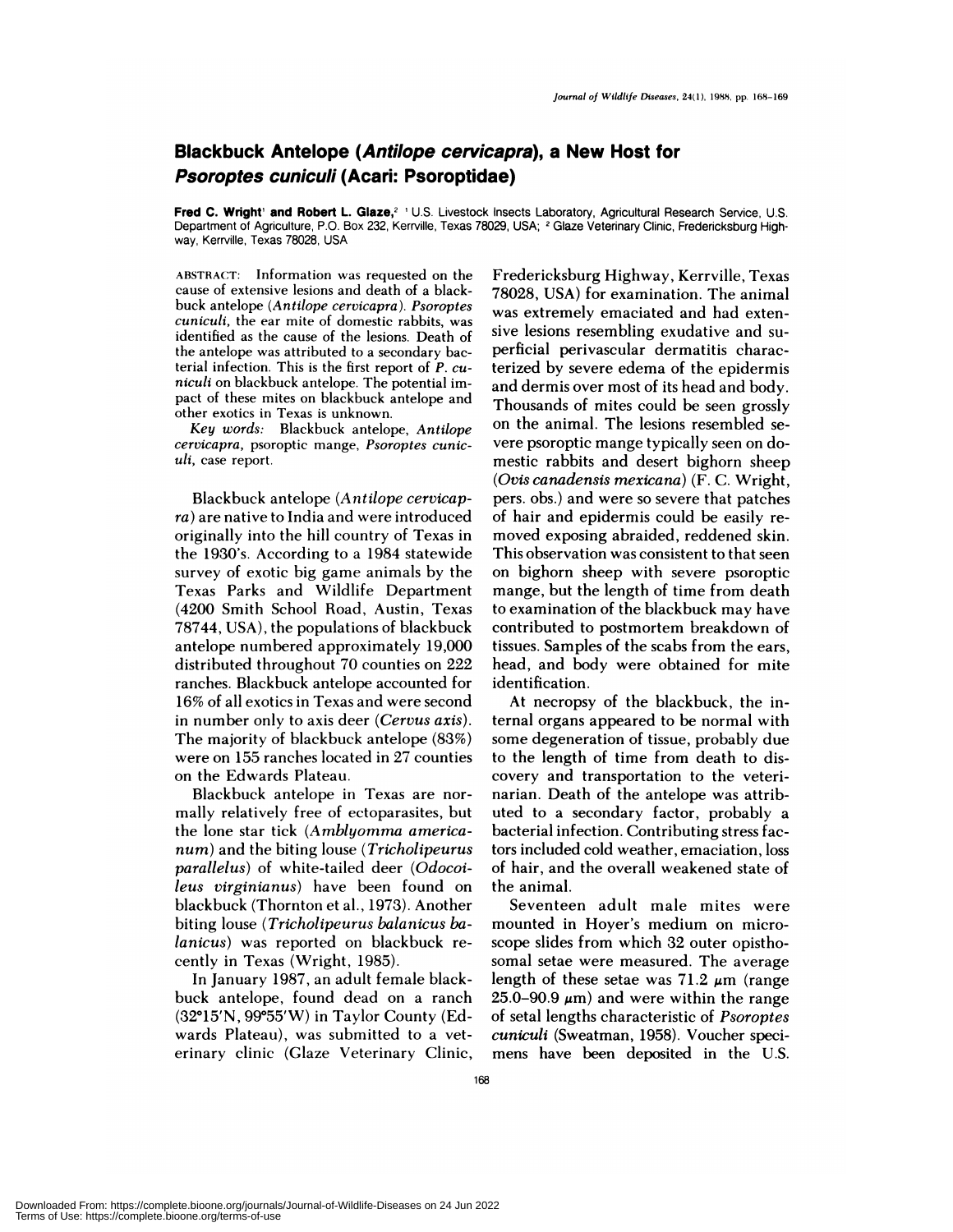# Blackbuck Antelope (*Antilope cervicapra*), a New Host for *Psoroptes cuniculi* (Acari: Psoroptidae)

**Fred C. Wright**[1] **and Robert L. Glaze,**[2] [1] U.S. Livestock Insects Laboratory, Agricultural Research Service, U.S. Department of Agriculture, P.O. Box 232, Kerrville, Texas 78029, USA; [2] Glaze Veterinary Clinic, Fredericksburg Highway, Kerrville, Texas 78028, USA

ABSTRACT: Information was requested on the cause of extensive lesions and death of a blackbuck antelope (*Antilope cervicapra*). *Psoroptes cuniculi*, the ear mite of domestic rabbits, was identified as the cause of the lesions. Death of the antelope was attributed to a secondary bacterial infection. This is the first report of *P. cuniculi* on blackbuck antelope. The potential impact of these mites on blackbuck antelope and other exotics in Texas is unknown.

*Key words:* Blackbuck antelope, *Antilope cervicapra*, psoroptic mange, *Psoroptes cuniculi*, case report.

Blackbuck antelope (*Antilope cervicapra*) are native to India and were introduced originally into the hill country of Texas in the 1930's. According to a 1984 statewide survey of exotic big game animals by the Texas Parks and Wildlife Department (4200 Smith School Road, Austin, Texas 78744, USA), the populations of blackbuck antelope numbered approximately 19,000 distributed throughout 70 counties on 222 ranches. Blackbuck antelope accounted for 16% of all exotics in Texas and were second in number only to axis deer (*Cervus axis*). The majority of blackbuck antelope (83%) were on 155 ranches located in 27 counties on the Edwards Plateau.

Blackbuck antelope in Texas are normally relatively free of ectoparasites, but the lone star tick (*Amblyomma americanum*) and the biting louse (*Tricholipeurus parallelus*) of white-tailed deer (*Odocoileus virginianus*) have been found on blackbuck (Thornton et al., 1973). Another biting louse (*Tricholipeurus balanicus balanicus*) was reported on blackbuck recently in Texas (Wright, 1985).

In January 1987, an adult female blackbuck antelope, found dead on a ranch (32°15′N, 99°55′W) in Taylor County (Edwards Plateau), was submitted to a veterinary clinic (Glaze Veterinary Clinic, Fredericksburg Highway, Kerrville, Texas 78028, USA) for examination. The animal was extremely emaciated and had extensive lesions resembling exudative and superficial perivascular dermatitis characterized by severe edema of the epidermis and dermis over most of its head and body. Thousands of mites could be seen grossly on the animal. The lesions resembled severe psoroptic mange typically seen on domestic rabbits and desert bighorn sheep (*Ovis canadensis mexicana*) (F. C. Wright, pers. obs.) and were so severe that patches of hair and epidermis could be easily removed exposing abraided, reddened skin. This observation was consistent to that seen on bighorn sheep with severe psoroptic mange, but the length of time from death to examination of the blackbuck may have contributed to postmortem breakdown of tissues. Samples of the scabs from the ears, head, and body were obtained for mite identification.

At necropsy of the blackbuck, the internal organs appeared to be normal with some degeneration of tissue, probably due to the length of time from death to discovery and transportation to the veterinarian. Death of the antelope was attributed to a secondary factor, probably a bacterial infection. Contributing stress factors included cold weather, emaciation, loss of hair, and the overall weakened state of the animal.

Seventeen adult male mites were mounted in Hoyer's medium on microscope slides from which 32 outer opisthosomal setae were measured. The average length of these setae was 71.2 μm (range 25.0–90.9 μm) and were within the range of setal lengths characteristic of *Psoroptes cuniculi* (Sweatman, 1958). Voucher specimens have been deposited in the U.S.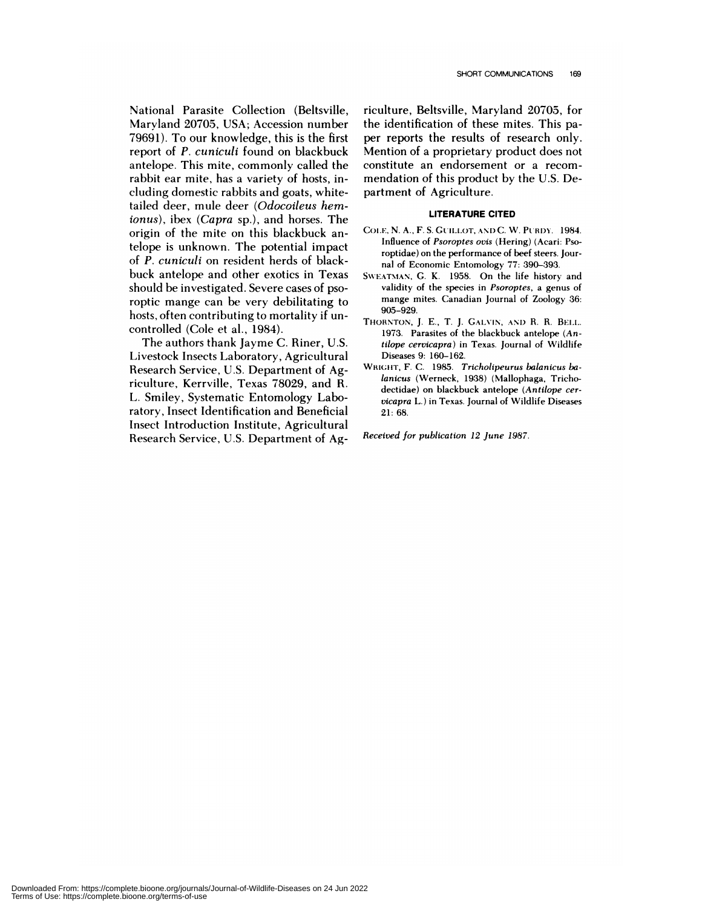National Parasite Collection (Beltsville, Maryland 20705, USA; Accession number 79691). To our knowledge, this is the first report of *P. cuniculi* found on blackbuck antelope. This mite, commonly called the rabbit ear mite, has a variety of hosts, including domestic rabbits and goats, white-tailed deer, mule deer (*Odocoileus hemionus*), ibex (*Capra* sp.), and horses. The origin of the mite on this blackbuck antelope is unknown. The potential impact of *P. cuniculi* on resident herds of blackbuck antelope and other exotics in Texas should be investigated. Severe cases of psoroptic mange can be very debilitating to hosts, often contributing to mortality if uncontrolled (Cole et al., 1984).

The authors thank Jayme C. Riner, U.S. Livestock Insects Laboratory, Agricultural Research Service, U.S. Department of Agriculture, Kerrville, Texas 78029, and R. L. Smiley, Systematic Entomology Laboratory, Insect Identification and Beneficial Insect Introduction Institute, Agricultural Research Service, U.S. Department of Agriculture, Beltsville, Maryland 20705, for the identification of these mites. This paper reports the results of research only. Mention of a proprietary product does not constitute an endorsement or a recommendation of this product by the U.S. Department of Agriculture.

## LITERATURE CITED

COLE, N. A., F. S. GUILLOT, AND C. W. PURDY. 1984. Influence of *Psoroptes ovis* (Hering) (Acari: Psoroptidae) on the performance of beef steers. Journal of Economic Entomology 77: 390–393.

SWEATMAN, G. K. 1958. On the life history and validity of the species in *Psoroptes*, a genus of mange mites. Canadian Journal of Zoology 36: 905–929.

THORNTON, J. E., T. J. GALVIN, AND R. R. BELL. 1973. Parasites of the blackbuck antelope (*Antilope cervicapra*) in Texas. Journal of Wildlife Diseases 9: 160–162.

WRIGHT, F. C. 1985. *Tricholipeurus balanicus balanicus* (Werneck, 1938) (Mallophaga, Trichodectidae) on blackbuck antelope (*Antilope cervicapra* L.) in Texas. Journal of Wildlife Diseases 21: 68.

*Received for publication 12 June 1987.*